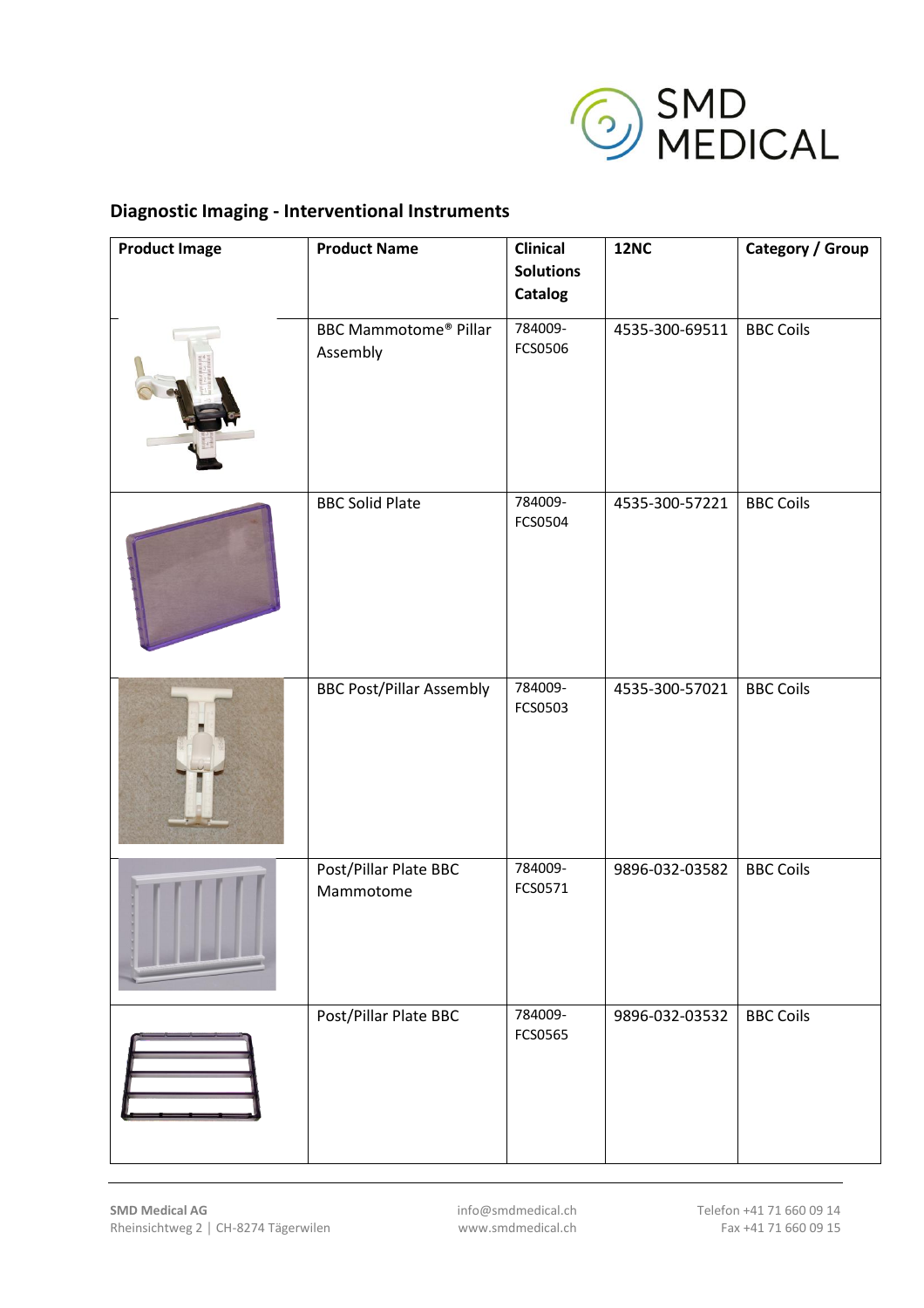## Diagnostic Imaging - Interventional Instruments

| Product Image | Product Name | Clinical Solutions Catalog | 12NC | Category / Group |
|---|---|---|---|---|
| | BBC Mammotome® Pillar Assembly | 784009-FCS0506 | 4535-300-69511 | BBC Coils |
| | BBC Solid Plate | 784009-FCS0504 | 4535-300-57221 | BBC Coils |
| | BBC Post/Pillar Assembly | 784009-FCS0503 | 4535-300-57021 | BBC Coils |
| | Post/Pillar Plate BBC Mammotome | 784009-FCS0571 | 9896-032-03582 | BBC Coils |
| | Post/Pillar Plate BBC | 784009-FCS0565 | 9896-032-03532 | BBC Coils |

**SMD Medical AG**
Rheinsichtweg 2 | CH-8274 Tägerwilen

info@smdmedical.ch
www.smdmedical.ch

Telefon +41 71 660 09 14
Fax +41 71 660 09 15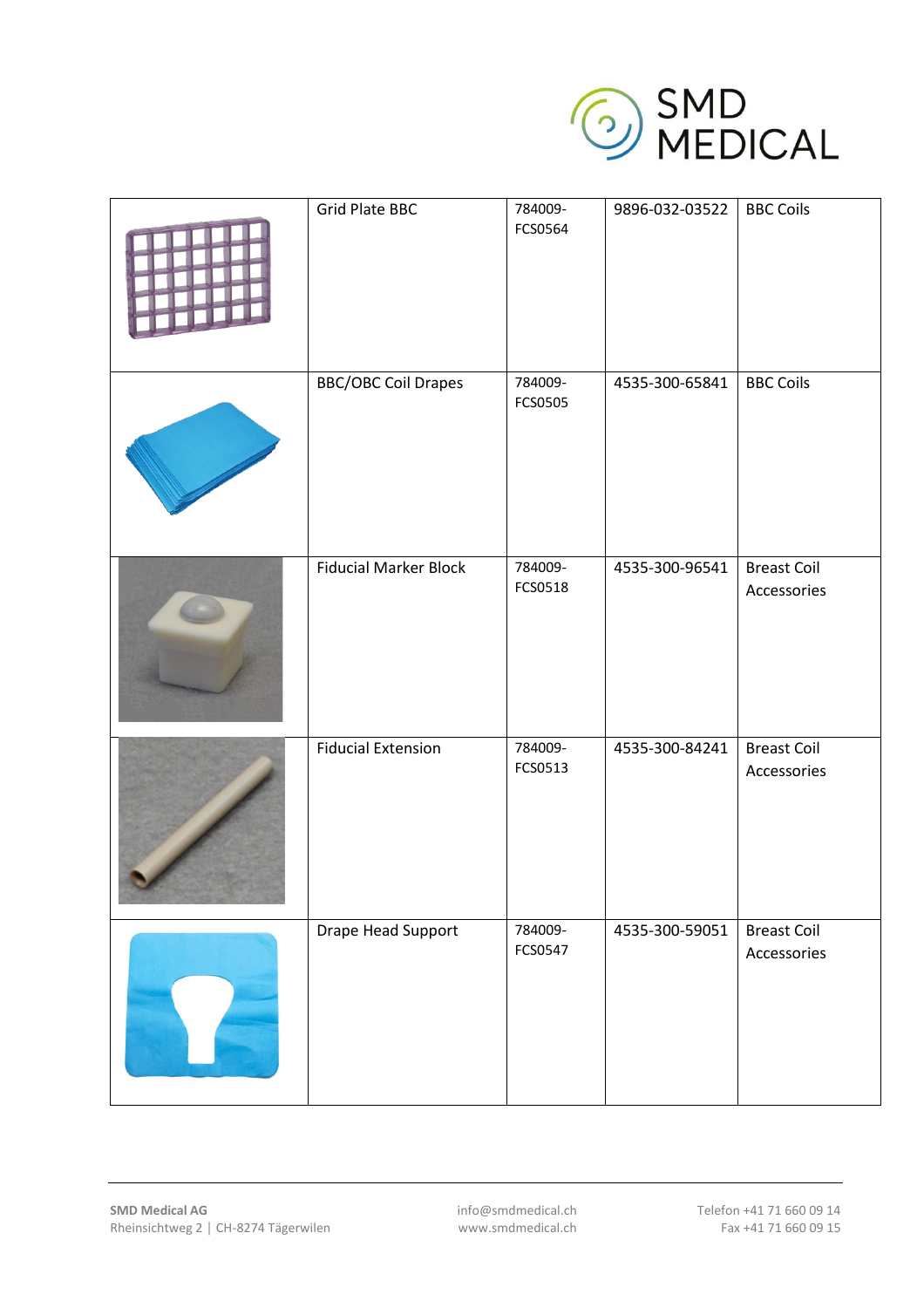| | Grid Plate BBC | 784009-FCS0564 | 9896-032-03522 | BBC Coils |
|---|---|---|---|---|
| | BBC/OBC Coil Drapes | 784009-FCS0505 | 4535-300-65841 | BBC Coils |
| | Fiducial Marker Block | 784009-FCS0518 | 4535-300-96541 | Breast Coil Accessories |
| | Fiducial Extension | 784009-FCS0513 | 4535-300-84241 | Breast Coil Accessories |
| | Drape Head Support | 784009-FCS0547 | 4535-300-59051 | Breast Coil Accessories |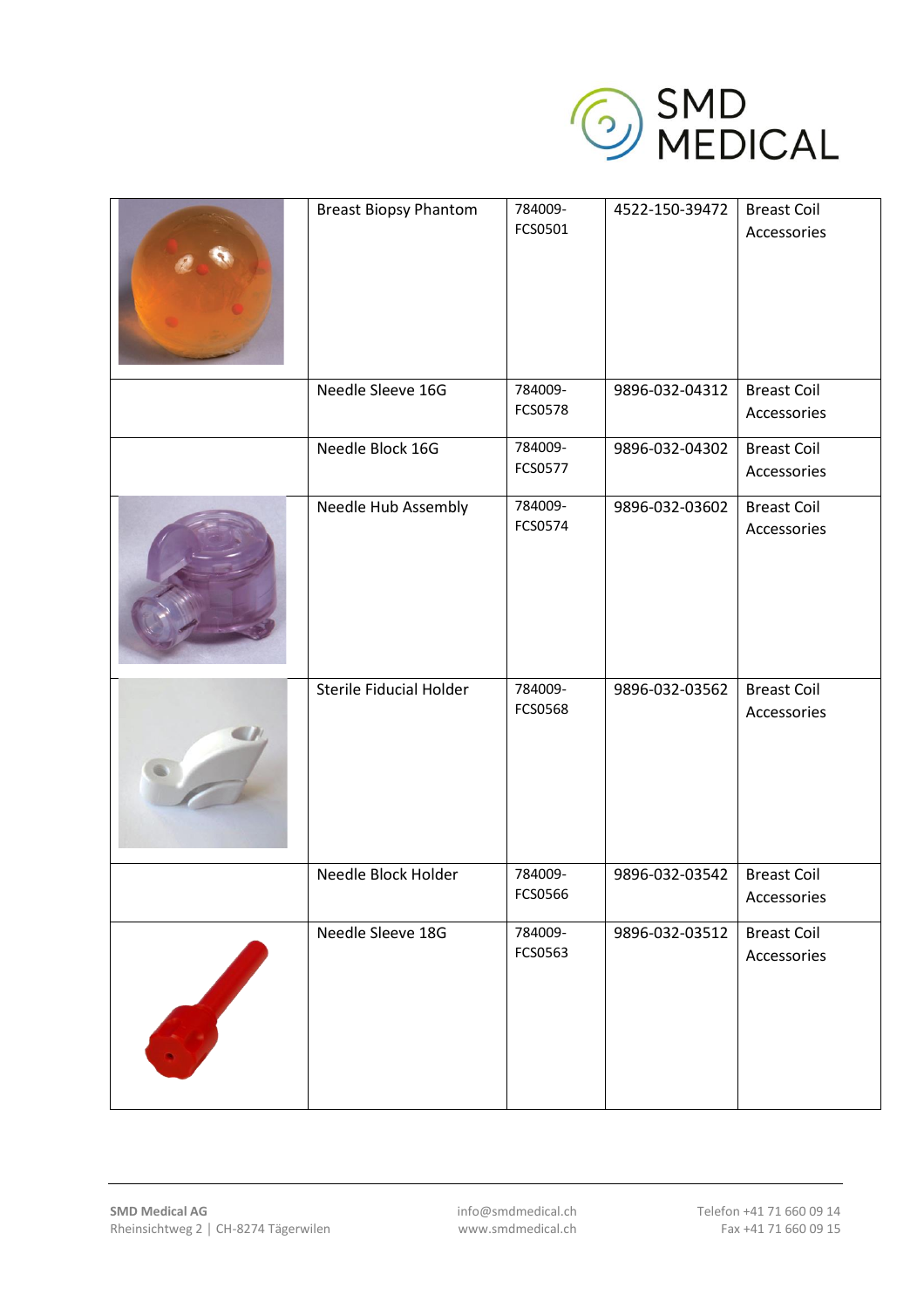| | Breast Biopsy Phantom | 784009-FCS0501 | 4522-150-39472 | Breast Coil Accessories |
|---|---|---|---|---|
| | Needle Sleeve 16G | 784009-FCS0578 | 9896-032-04312 | Breast Coil Accessories |
| | Needle Block 16G | 784009-FCS0577 | 9896-032-04302 | Breast Coil Accessories |
| | Needle Hub Assembly | 784009-FCS0574 | 9896-032-03602 | Breast Coil Accessories |
| | Sterile Fiducial Holder | 784009-FCS0568 | 9896-032-03562 | Breast Coil Accessories |
| | Needle Block Holder | 784009-FCS0566 | 9896-032-03542 | Breast Coil Accessories |
| | Needle Sleeve 18G | 784009-FCS0563 | 9896-032-03512 | Breast Coil Accessories |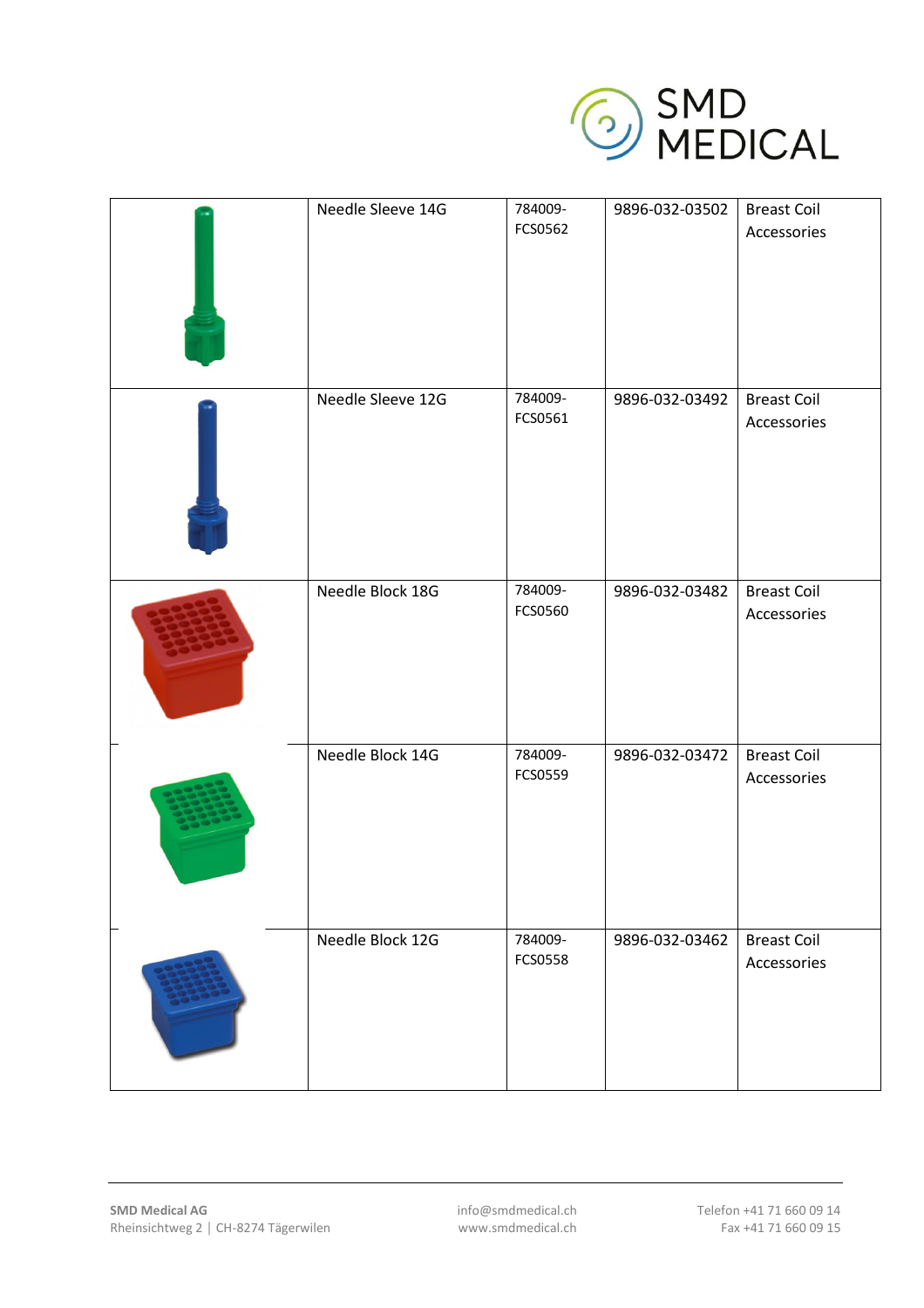| | | | | |
|---|---|---|---|---|
| | Needle Sleeve 14G | 784009-FCS0562 | 9896-032-03502 | Breast Coil Accessories |
| | Needle Sleeve 12G | 784009-FCS0561 | 9896-032-03492 | Breast Coil Accessories |
| | Needle Block 18G | 784009-FCS0560 | 9896-032-03482 | Breast Coil Accessories |
| | Needle Block 14G | 784009-FCS0559 | 9896-032-03472 | Breast Coil Accessories |
| | Needle Block 12G | 784009-FCS0558 | 9896-032-03462 | Breast Coil Accessories |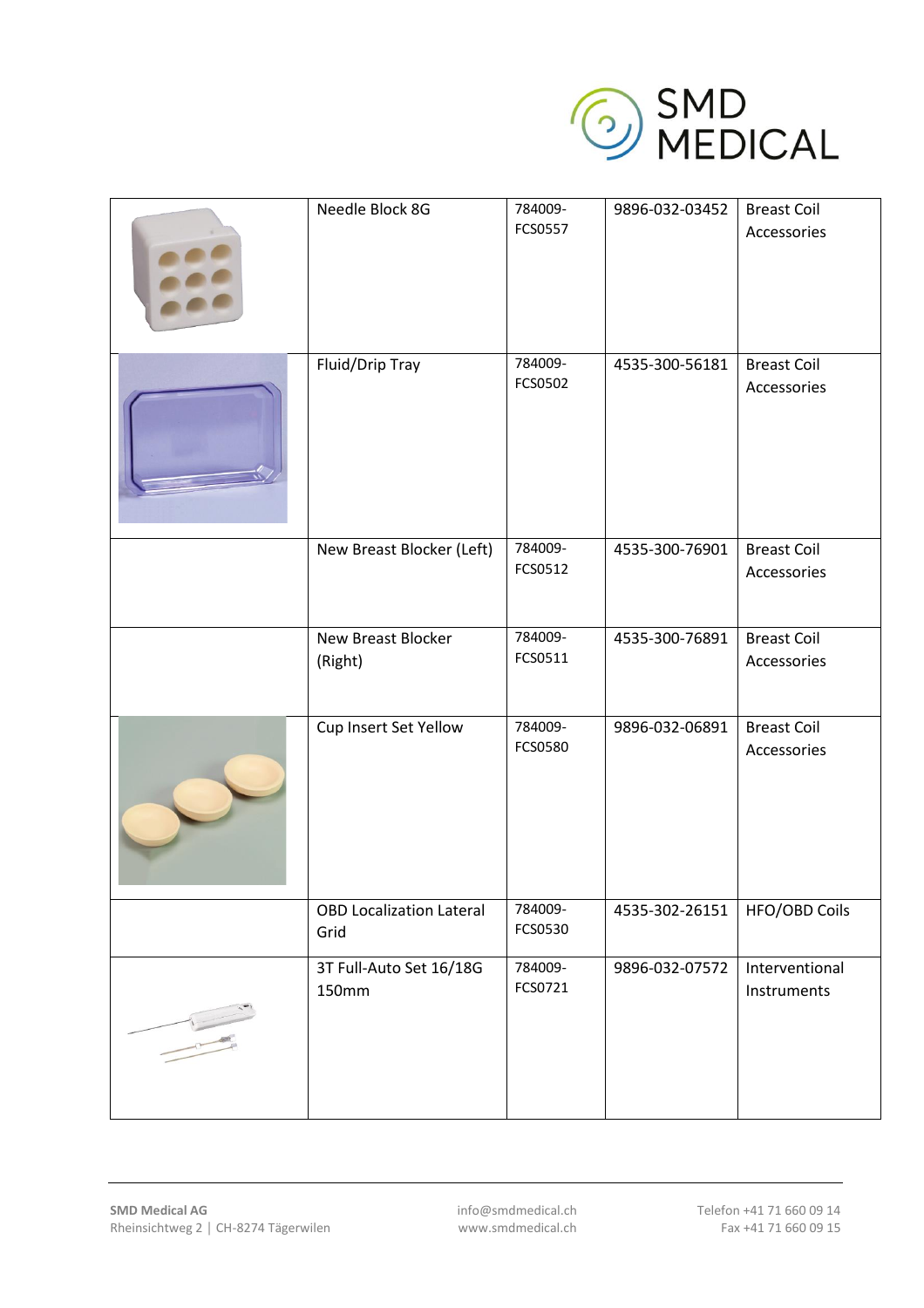| | Needle Block 8G | 784009-FCS0557 | 9896-032-03452 | Breast Coil Accessories |
|---|---|---|---|---|
| | Fluid/Drip Tray | 784009-FCS0502 | 4535-300-56181 | Breast Coil Accessories |
| | New Breast Blocker (Left) | 784009-FCS0512 | 4535-300-76901 | Breast Coil Accessories |
| | New Breast Blocker (Right) | 784009-FCS0511 | 4535-300-76891 | Breast Coil Accessories |
| | Cup Insert Set Yellow | 784009-FCS0580 | 9896-032-06891 | Breast Coil Accessories |
| | OBD Localization Lateral Grid | 784009-FCS0530 | 4535-302-26151 | HFO/OBD Coils |
| | 3T Full-Auto Set 16/18G 150mm | 784009-FCS0721 | 9896-032-07572 | Interventional Instruments |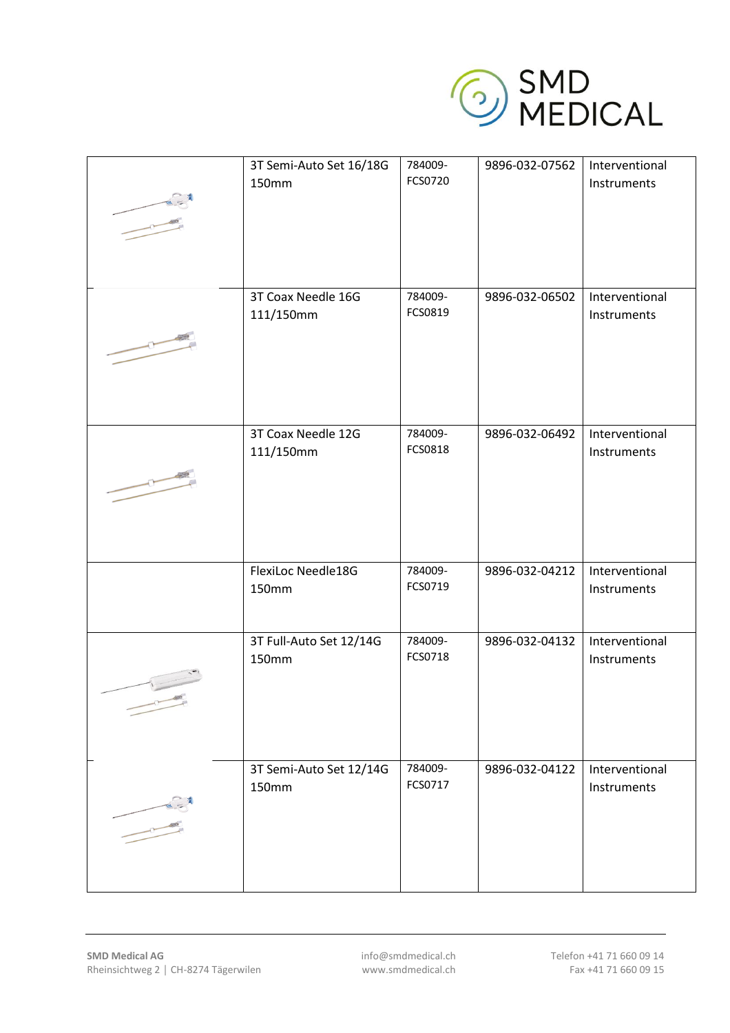| | | | | |
|---|---|---|---|---|
| | 3T Semi-Auto Set 16/18G 150mm | 784009-FCS0720 | 9896-032-07562 | Interventional Instruments |
| | 3T Coax Needle 16G 111/150mm | 784009-FCS0819 | 9896-032-06502 | Interventional Instruments |
| | 3T Coax Needle 12G 111/150mm | 784009-FCS0818 | 9896-032-06492 | Interventional Instruments |
| | FlexiLoc Needle18G 150mm | 784009-FCS0719 | 9896-032-04212 | Interventional Instruments |
| | 3T Full-Auto Set 12/14G 150mm | 784009-FCS0718 | 9896-032-04132 | Interventional Instruments |
| | 3T Semi-Auto Set 12/14G 150mm | 784009-FCS0717 | 9896-032-04122 | Interventional Instruments |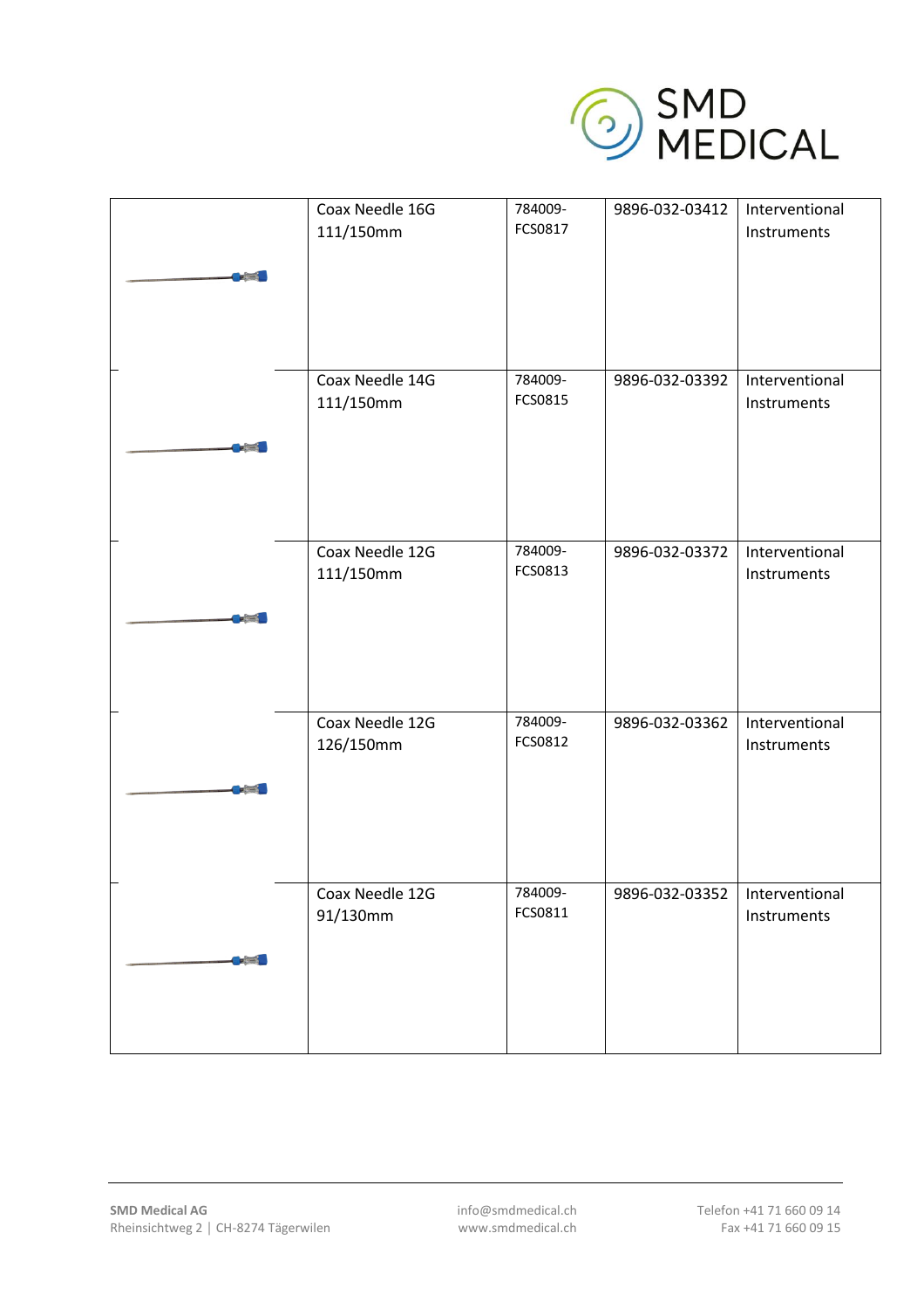| | | | | |
|---|---|---|---|---|
| | Coax Needle 16G 111/150mm | 784009-FCS0817 | 9896-032-03412 | Interventional Instruments |
| | Coax Needle 14G 111/150mm | 784009-FCS0815 | 9896-032-03392 | Interventional Instruments |
| | Coax Needle 12G 111/150mm | 784009-FCS0813 | 9896-032-03372 | Interventional Instruments |
| | Coax Needle 12G 126/150mm | 784009-FCS0812 | 9896-032-03362 | Interventional Instruments |
| | Coax Needle 12G 91/130mm | 784009-FCS0811 | 9896-032-03352 | Interventional Instruments |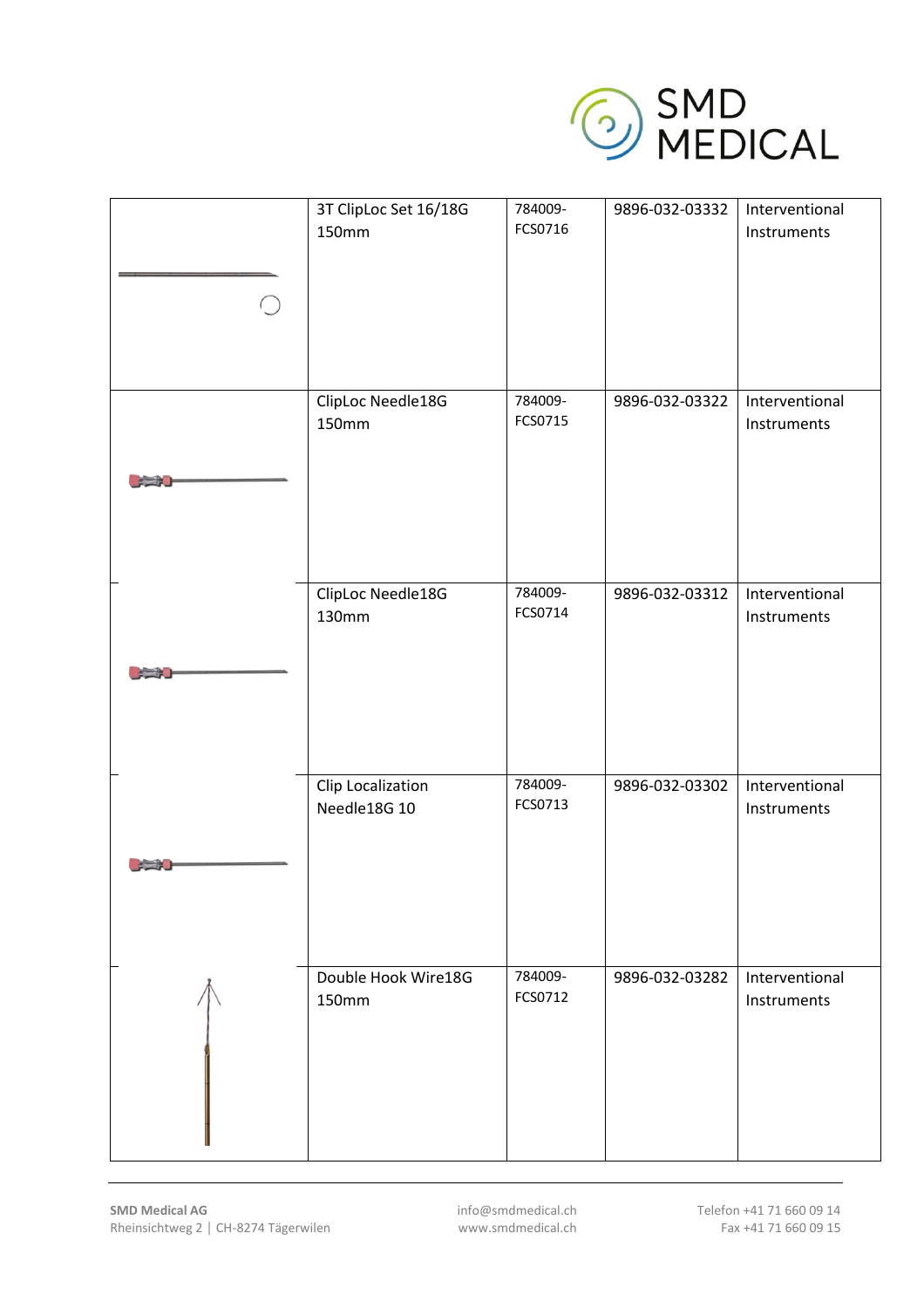| | | | | |
|---|---|---|---|---|
| | 3T ClipLoc Set 16/18G 150mm | 784009-FCS0716 | 9896-032-03332 | Interventional Instruments |
| | ClipLoc Needle18G 150mm | 784009-FCS0715 | 9896-032-03322 | Interventional Instruments |
| | ClipLoc Needle18G 130mm | 784009-FCS0714 | 9896-032-03312 | Interventional Instruments |
| | Clip Localization Needle18G 10 | 784009-FCS0713 | 9896-032-03302 | Interventional Instruments |
| | Double Hook Wire18G 150mm | 784009-FCS0712 | 9896-032-03282 | Interventional Instruments |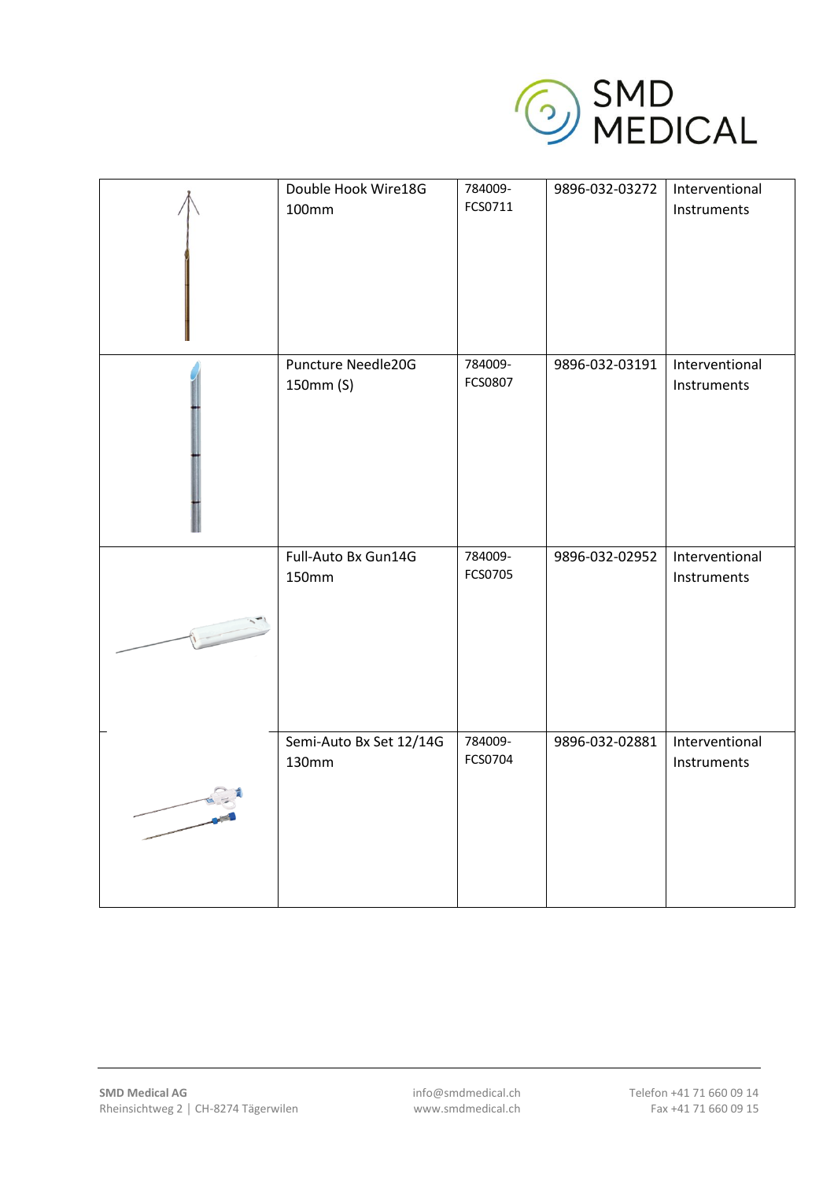|  | Double Hook Wire18G 100mm | 784009-FCS0711 | 9896-032-03272 | Interventional Instruments |
|---|---|---|---|---|
|  | Puncture Needle20G 150mm (S) | 784009-FCS0807 | 9896-032-03191 | Interventional Instruments |
|  | Full-Auto Bx Gun14G 150mm | 784009-FCS0705 | 9896-032-02952 | Interventional Instruments |
|  | Semi-Auto Bx Set 12/14G 130mm | 784009-FCS0704 | 9896-032-02881 | Interventional Instruments |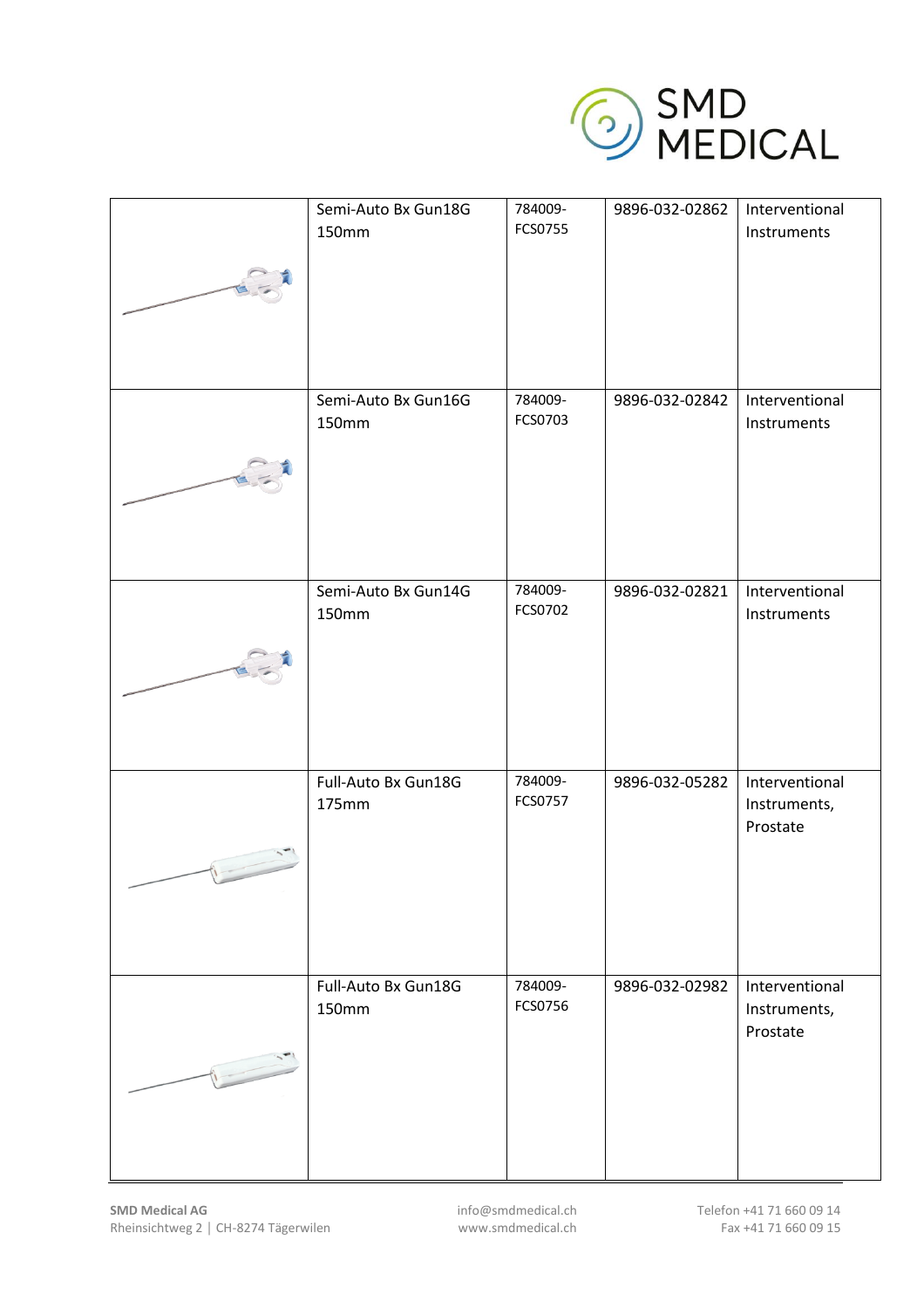| | | | | |
|---|---|---|---|---|
| | Semi-Auto Bx Gun18G 150mm | 784009-FCS0755 | 9896-032-02862 | Interventional Instruments |
| | Semi-Auto Bx Gun16G 150mm | 784009-FCS0703 | 9896-032-02842 | Interventional Instruments |
| | Semi-Auto Bx Gun14G 150mm | 784009-FCS0702 | 9896-032-02821 | Interventional Instruments |
| | Full-Auto Bx Gun18G 175mm | 784009-FCS0757 | 9896-032-05282 | Interventional Instruments, Prostate |
| | Full-Auto Bx Gun18G 150mm | 784009-FCS0756 | 9896-032-02982 | Interventional Instruments, Prostate |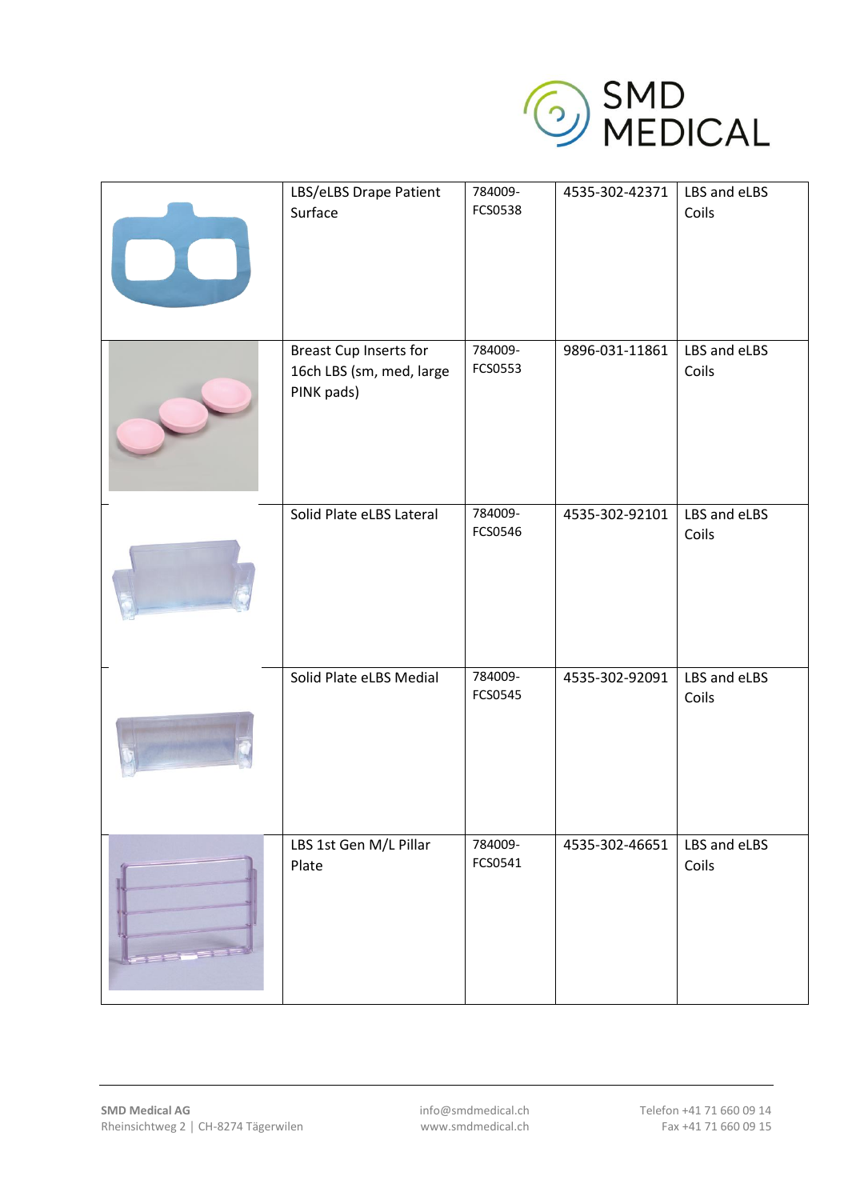| | | | | |
|---|---|---|---|---|
| | LBS/eLBS Drape Patient Surface | 784009-FCS0538 | 4535-302-42371 | LBS and eLBS Coils |
| | Breast Cup Inserts for 16ch LBS (sm, med, large PINK pads) | 784009-FCS0553 | 9896-031-11861 | LBS and eLBS Coils |
| | Solid Plate eLBS Lateral | 784009-FCS0546 | 4535-302-92101 | LBS and eLBS Coils |
| | Solid Plate eLBS Medial | 784009-FCS0545 | 4535-302-92091 | LBS and eLBS Coils |
| | LBS 1st Gen M/L Pillar Plate | 784009-FCS0541 | 4535-302-46651 | LBS and eLBS Coils |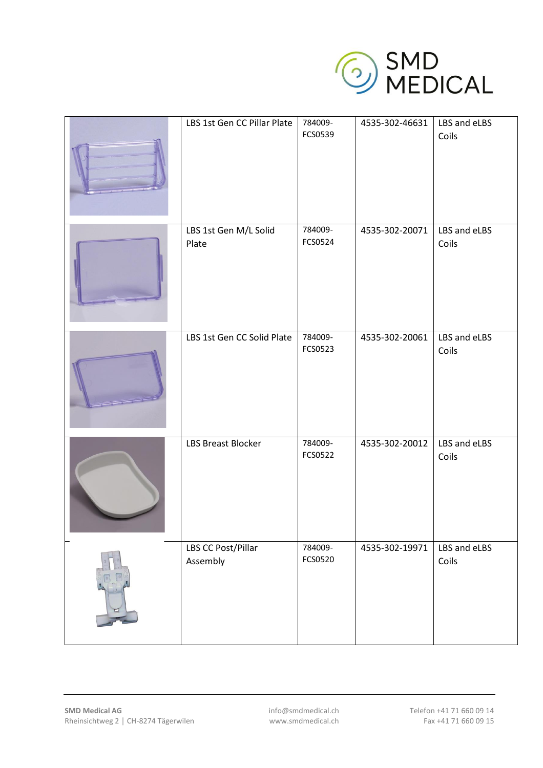| | LBS 1st Gen CC Pillar Plate | 784009-FCS0539 | 4535-302-46631 | LBS and eLBS Coils |
|---|---|---|---|---|
| | LBS 1st Gen M/L Solid Plate | 784009-FCS0524 | 4535-302-20071 | LBS and eLBS Coils |
| | LBS 1st Gen CC Solid Plate | 784009-FCS0523 | 4535-302-20061 | LBS and eLBS Coils |
| | LBS Breast Blocker | 784009-FCS0522 | 4535-302-20012 | LBS and eLBS Coils |
| | LBS CC Post/Pillar Assembly | 784009-FCS0520 | 4535-302-19971 | LBS and eLBS Coils |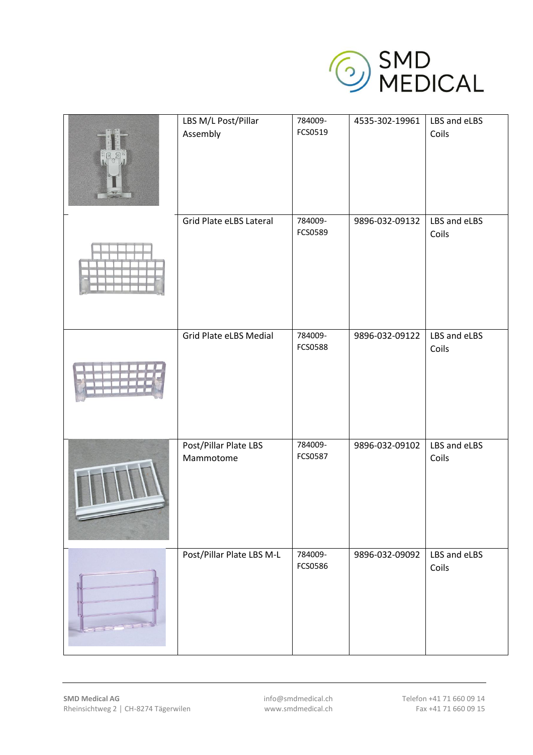| | | | | |
|---|---|---|---|---|
| | LBS M/L Post/Pillar Assembly | 784009-FCS0519 | 4535-302-19961 | LBS and eLBS Coils |
| | Grid Plate eLBS Lateral | 784009-FCS0589 | 9896-032-09132 | LBS and eLBS Coils |
| | Grid Plate eLBS Medial | 784009-FCS0588 | 9896-032-09122 | LBS and eLBS Coils |
| | Post/Pillar Plate LBS Mammotome | 784009-FCS0587 | 9896-032-09102 | LBS and eLBS Coils |
| | Post/Pillar Plate LBS M-L | 784009-FCS0586 | 9896-032-09092 | LBS and eLBS Coils |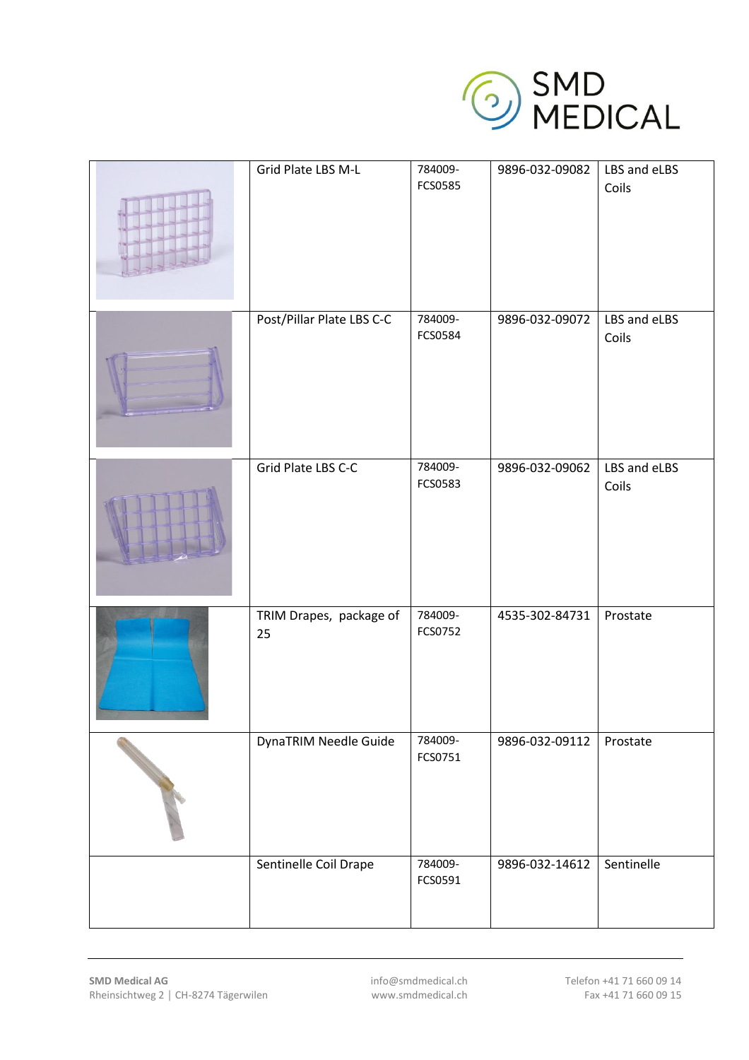| | | | | |
|---|---|---|---|---|
| | Grid Plate LBS M-L | 784009-FCS0585 | 9896-032-09082 | LBS and eLBS Coils |
| | Post/Pillar Plate LBS C-C | 784009-FCS0584 | 9896-032-09072 | LBS and eLBS Coils |
| | Grid Plate LBS C-C | 784009-FCS0583 | 9896-032-09062 | LBS and eLBS Coils |
| | TRIM Drapes, package of 25 | 784009-FCS0752 | 4535-302-84731 | Prostate |
| | DynaTRIM Needle Guide | 784009-FCS0751 | 9896-032-09112 | Prostate |
| | Sentinelle Coil Drape | 784009-FCS0591 | 9896-032-14612 | Sentinelle |

**SMD Medical AG**
Rheinsichtweg 2 | CH-8274 Tägerwilen

info@smdmedical.ch
www.smdmedical.ch

Telefon +41 71 660 09 14
Fax +41 71 660 09 15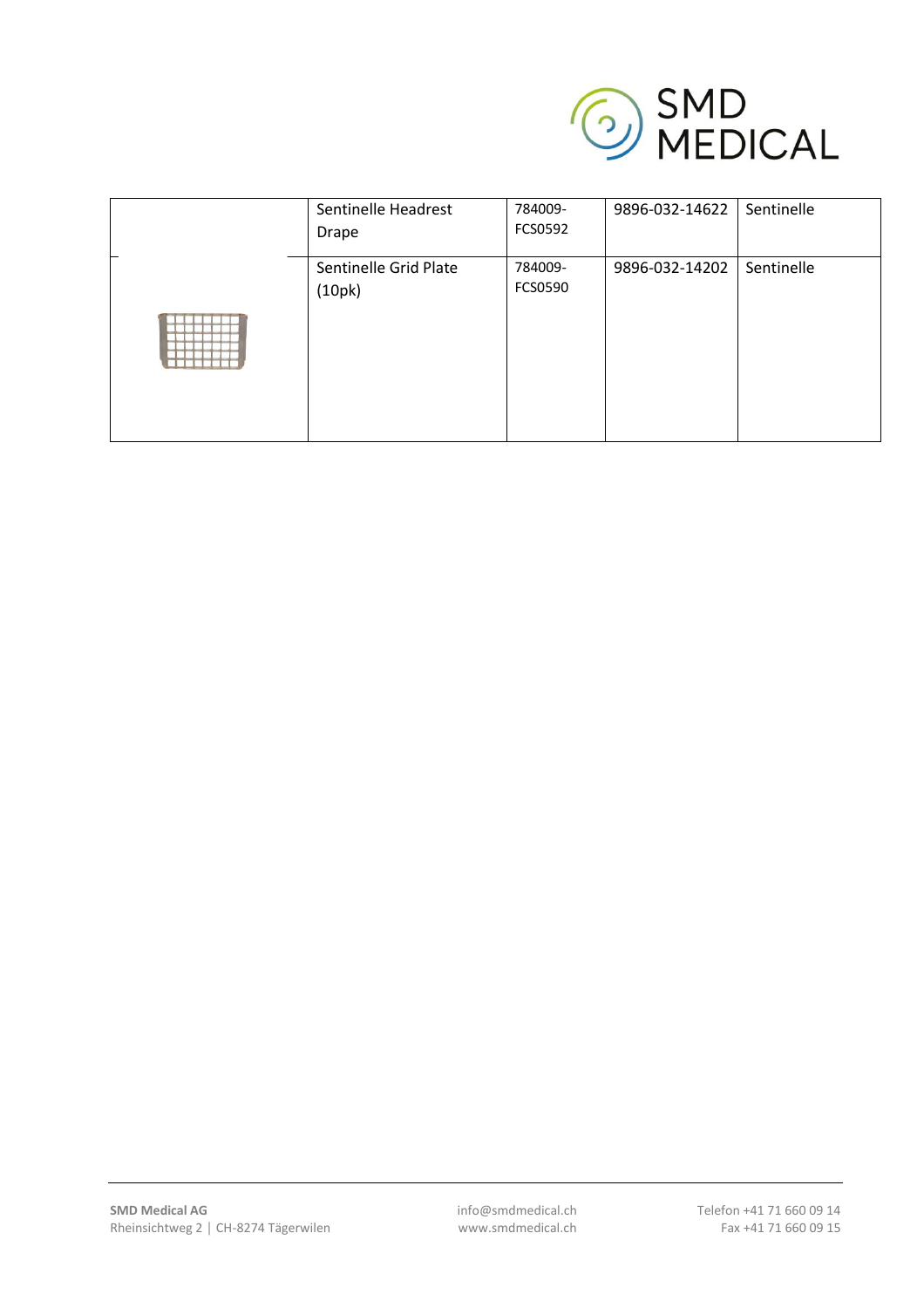| | | | | |
|---|---|---|---|---|
| | Sentinelle Headrest Drape | 784009-FCS0592 | 9896-032-14622 | Sentinelle |
| | Sentinelle Grid Plate (10pk) | 784009-FCS0590 | 9896-032-14202 | Sentinelle |